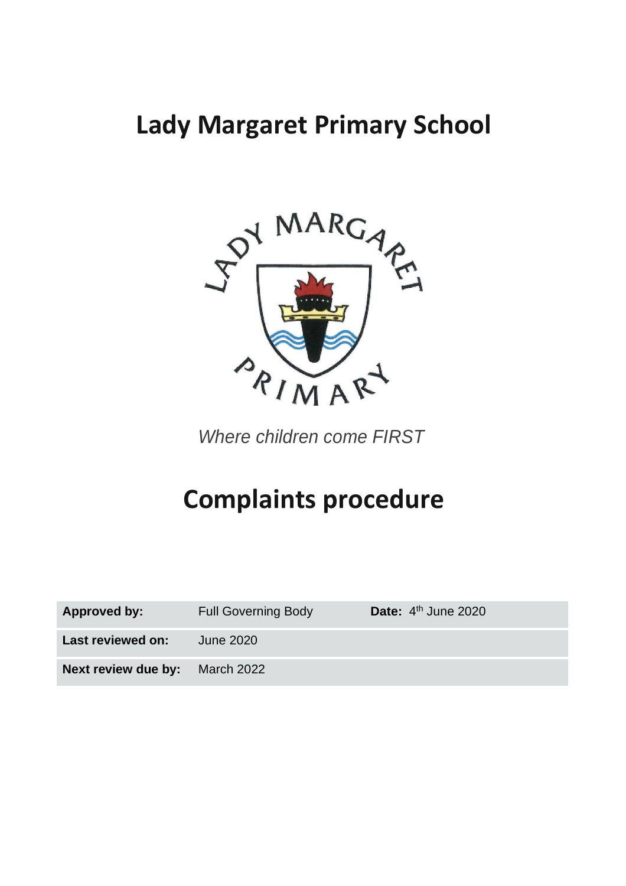# Lady Margaret Primary School

*Where children come FIRST*

# Complaints procedure

| **Approved by:** | Full Governing Body | **Date:** 4th June 2020 |
|---|---|---|
| **Last reviewed on:** | June 2020 | |
| **Next review due by:** | March 2022 | |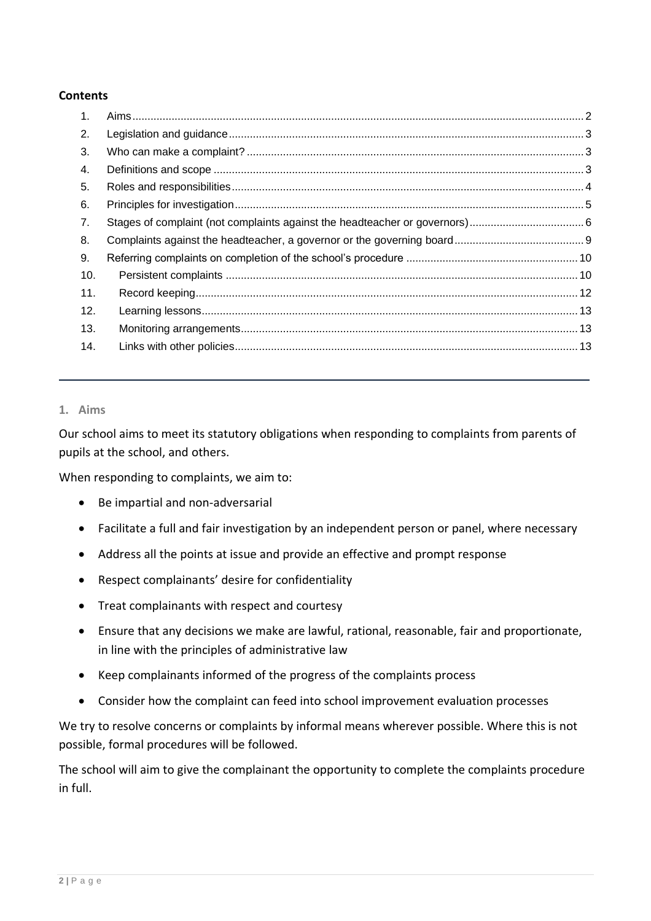**Contents**

1. Aims ..... 2
2. Legislation and guidance ..... 3
3. Who can make a complaint? ..... 3
4. Definitions and scope ..... 3
5. Roles and responsibilities ..... 4
6. Principles for investigation ..... 5
7. Stages of complaint (not complaints against the headteacher or governors) ..... 6
8. Complaints against the headteacher, a governor or the governing board ..... 9
9. Referring complaints on completion of the school's procedure ..... 10
10. Persistent complaints ..... 10
11. Record keeping ..... 12
12. Learning lessons ..... 13
13. Monitoring arrangements ..... 13
14. Links with other policies ..... 13

---

## 1. Aims

Our school aims to meet its statutory obligations when responding to complaints from parents of pupils at the school, and others.

When responding to complaints, we aim to:

- Be impartial and non-adversarial
- Facilitate a full and fair investigation by an independent person or panel, where necessary
- Address all the points at issue and provide an effective and prompt response
- Respect complainants' desire for confidentiality
- Treat complainants with respect and courtesy
- Ensure that any decisions we make are lawful, rational, reasonable, fair and proportionate, in line with the principles of administrative law
- Keep complainants informed of the progress of the complaints process
- Consider how the complaint can feed into school improvement evaluation processes

We try to resolve concerns or complaints by informal means wherever possible. Where this is not possible, formal procedures will be followed.

The school will aim to give the complainant the opportunity to complete the complaints procedure in full.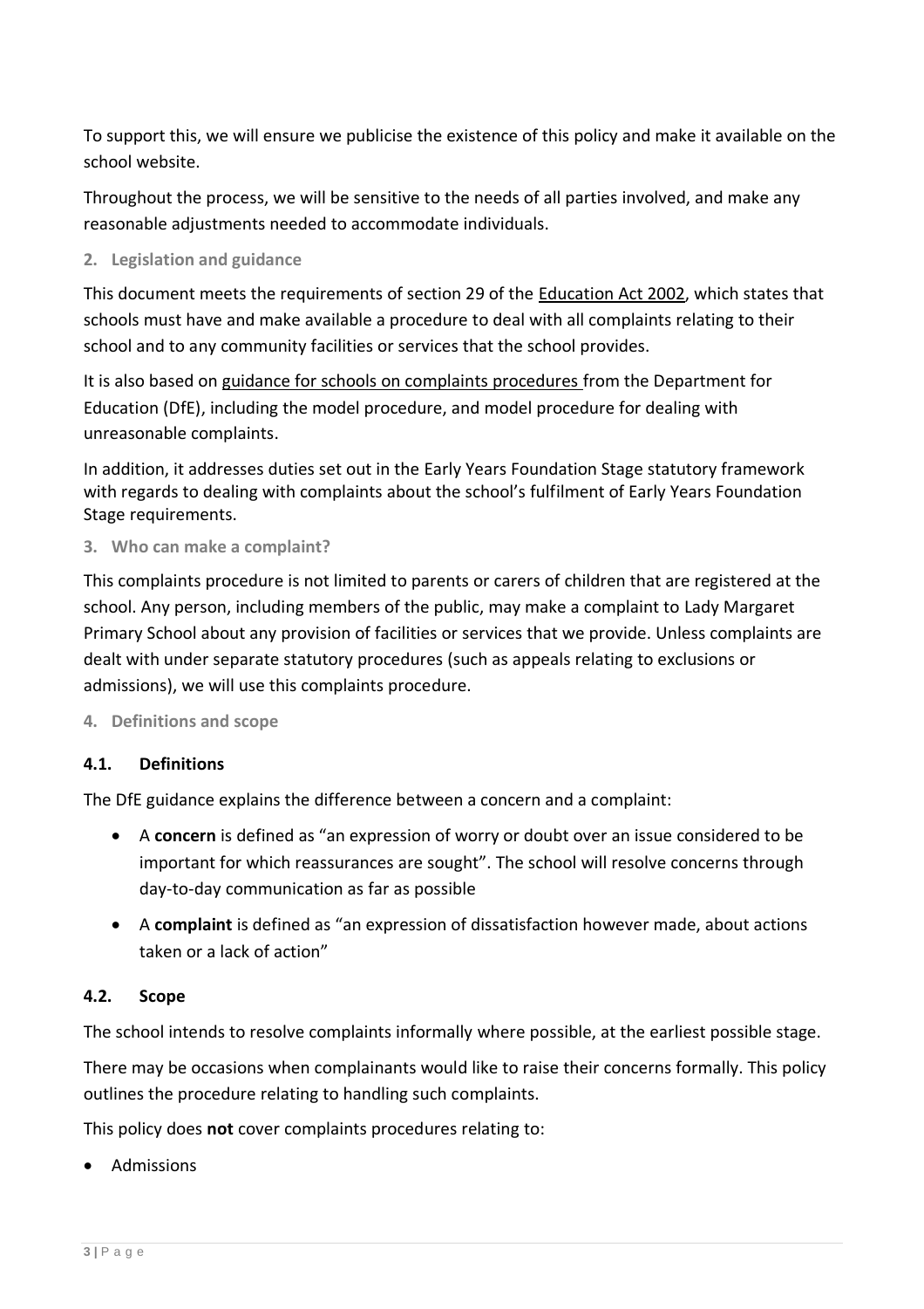To support this, we will ensure we publicise the existence of this policy and make it available on the school website.

Throughout the process, we will be sensitive to the needs of all parties involved, and make any reasonable adjustments needed to accommodate individuals.

## 2. Legislation and guidance

This document meets the requirements of section 29 of the Education Act 2002, which states that schools must have and make available a procedure to deal with all complaints relating to their school and to any community facilities or services that the school provides.

It is also based on guidance for schools on complaints procedures from the Department for Education (DfE), including the model procedure, and model procedure for dealing with unreasonable complaints.

In addition, it addresses duties set out in the Early Years Foundation Stage statutory framework with regards to dealing with complaints about the school's fulfilment of Early Years Foundation Stage requirements.

## 3. Who can make a complaint?

This complaints procedure is not limited to parents or carers of children that are registered at the school. Any person, including members of the public, may make a complaint to Lady Margaret Primary School about any provision of facilities or services that we provide. Unless complaints are dealt with under separate statutory procedures (such as appeals relating to exclusions or admissions), we will use this complaints procedure.

## 4. Definitions and scope

### 4.1. Definitions

The DfE guidance explains the difference between a concern and a complaint:

- A **concern** is defined as "an expression of worry or doubt over an issue considered to be important for which reassurances are sought". The school will resolve concerns through day-to-day communication as far as possible
- A **complaint** is defined as "an expression of dissatisfaction however made, about actions taken or a lack of action"

### 4.2. Scope

The school intends to resolve complaints informally where possible, at the earliest possible stage.

There may be occasions when complainants would like to raise their concerns formally. This policy outlines the procedure relating to handling such complaints.

This policy does **not** cover complaints procedures relating to:

- Admissions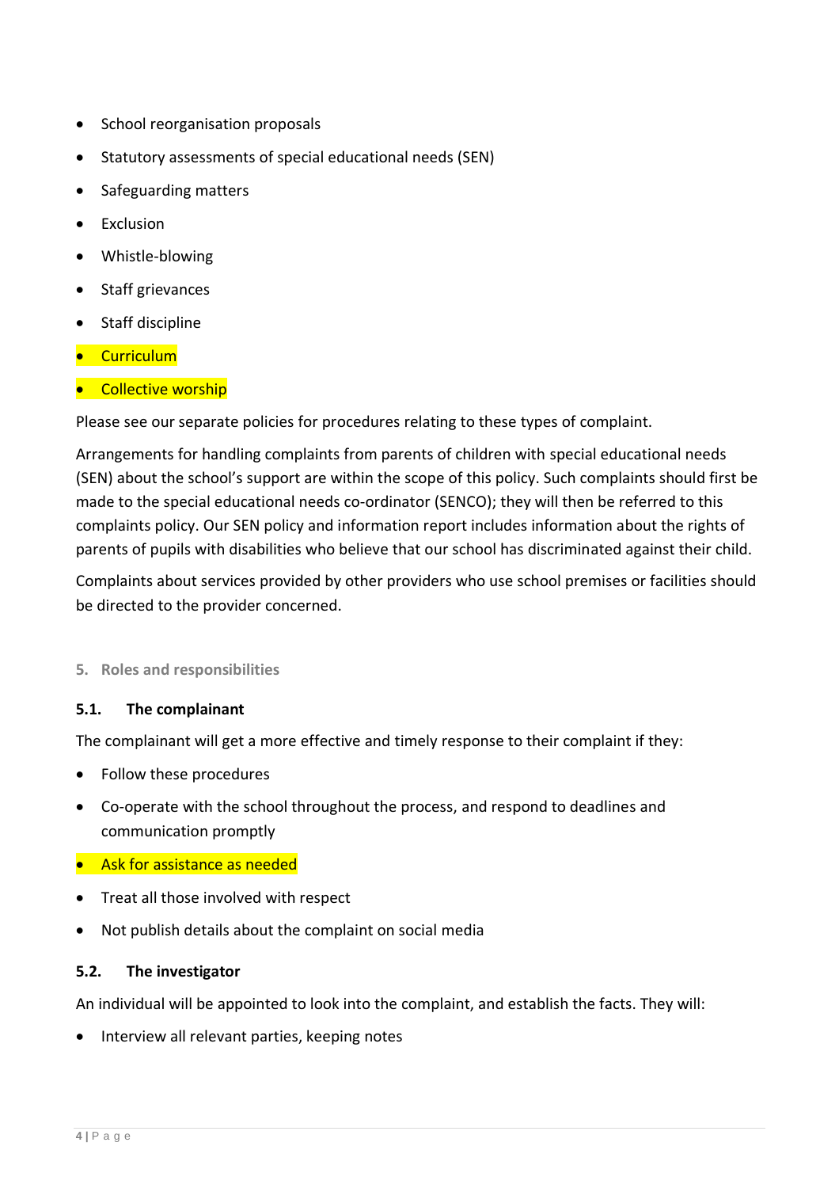- School reorganisation proposals
- Statutory assessments of special educational needs (SEN)
- Safeguarding matters
- Exclusion
- Whistle-blowing
- Staff grievances
- Staff discipline
- Curriculum
- Collective worship

Please see our separate policies for procedures relating to these types of complaint.

Arrangements for handling complaints from parents of children with special educational needs (SEN) about the school's support are within the scope of this policy. Such complaints should first be made to the special educational needs co-ordinator (SENCO); they will then be referred to this complaints policy. Our SEN policy and information report includes information about the rights of parents of pupils with disabilities who believe that our school has discriminated against their child.

Complaints about services provided by other providers who use school premises or facilities should be directed to the provider concerned.

## 5. Roles and responsibilities

### 5.1. The complainant

The complainant will get a more effective and timely response to their complaint if they:

- Follow these procedures
- Co-operate with the school throughout the process, and respond to deadlines and communication promptly
- Ask for assistance as needed
- Treat all those involved with respect
- Not publish details about the complaint on social media

### 5.2. The investigator

An individual will be appointed to look into the complaint, and establish the facts. They will:

- Interview all relevant parties, keeping notes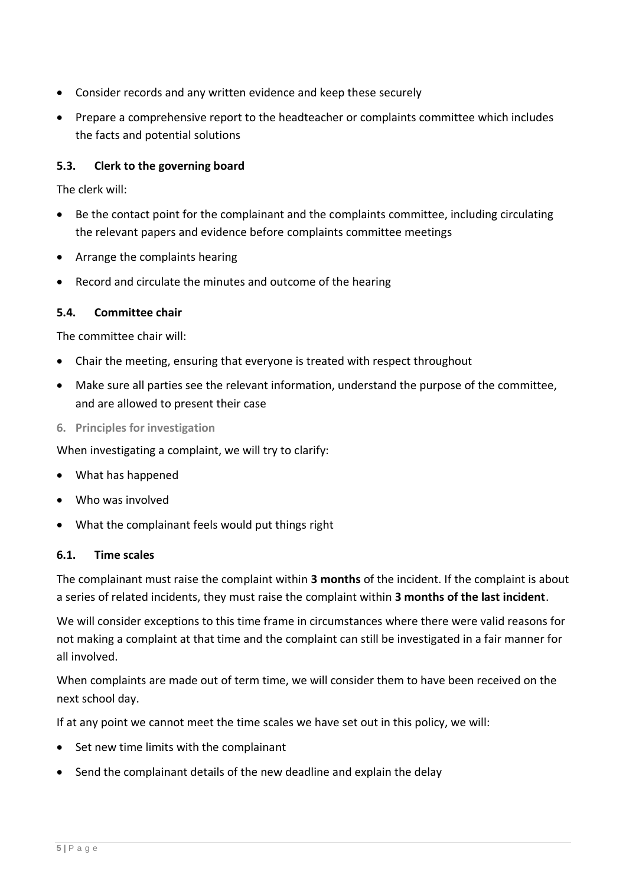- Consider records and any written evidence and keep these securely
- Prepare a comprehensive report to the headteacher or complaints committee which includes the facts and potential solutions

### 5.3. Clerk to the governing board

The clerk will:

- Be the contact point for the complainant and the complaints committee, including circulating the relevant papers and evidence before complaints committee meetings
- Arrange the complaints hearing
- Record and circulate the minutes and outcome of the hearing

### 5.4. Committee chair

The committee chair will:

- Chair the meeting, ensuring that everyone is treated with respect throughout
- Make sure all parties see the relevant information, understand the purpose of the committee, and are allowed to present their case

## 6. Principles for investigation

When investigating a complaint, we will try to clarify:

- What has happened
- Who was involved
- What the complainant feels would put things right

### 6.1. Time scales

The complainant must raise the complaint within **3 months** of the incident. If the complaint is about a series of related incidents, they must raise the complaint within **3 months of the last incident**.

We will consider exceptions to this time frame in circumstances where there were valid reasons for not making a complaint at that time and the complaint can still be investigated in a fair manner for all involved.

When complaints are made out of term time, we will consider them to have been received on the next school day.

If at any point we cannot meet the time scales we have set out in this policy, we will:

- Set new time limits with the complainant
- Send the complainant details of the new deadline and explain the delay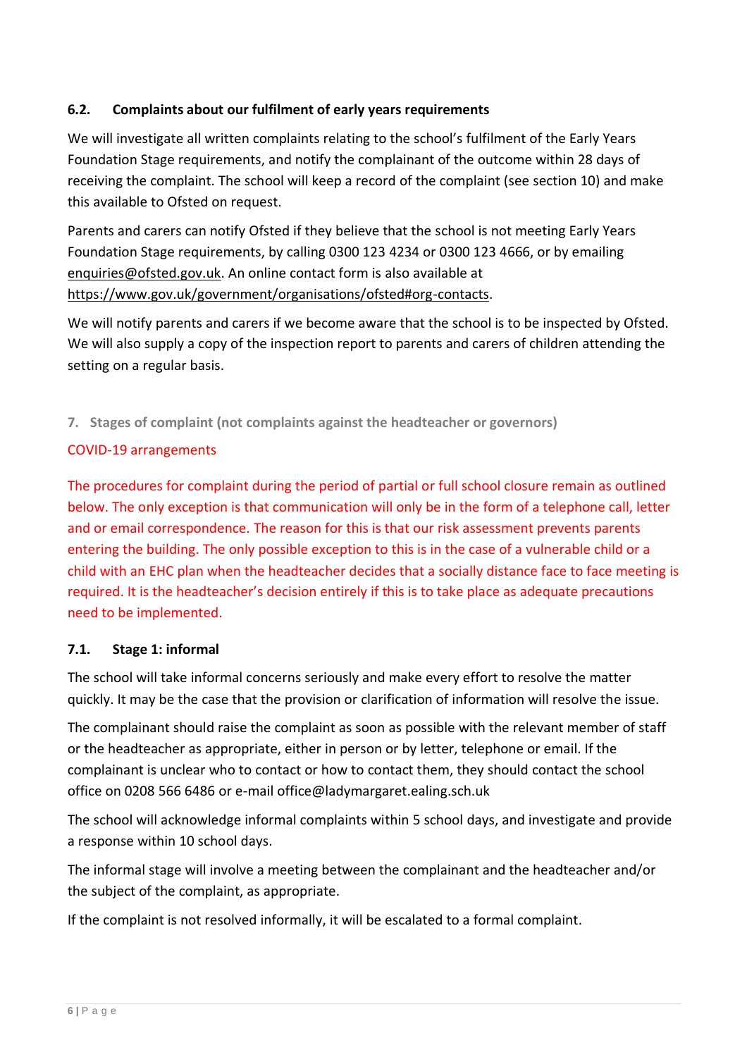### 6.2. Complaints about our fulfilment of early years requirements

We will investigate all written complaints relating to the school's fulfilment of the Early Years Foundation Stage requirements, and notify the complainant of the outcome within 28 days of receiving the complaint. The school will keep a record of the complaint (see section 10) and make this available to Ofsted on request.

Parents and carers can notify Ofsted if they believe that the school is not meeting Early Years Foundation Stage requirements, by calling 0300 123 4234 or 0300 123 4666, or by emailing enquiries@ofsted.gov.uk. An online contact form is also available at https://www.gov.uk/government/organisations/ofsted#org-contacts.

We will notify parents and carers if we become aware that the school is to be inspected by Ofsted. We will also supply a copy of the inspection report to parents and carers of children attending the setting on a regular basis.

## 7. Stages of complaint (not complaints against the headteacher or governors)

COVID-19 arrangements

The procedures for complaint during the period of partial or full school closure remain as outlined below. The only exception is that communication will only be in the form of a telephone call, letter and or email correspondence. The reason for this is that our risk assessment prevents parents entering the building. The only possible exception to this is in the case of a vulnerable child or a child with an EHC plan when the headteacher decides that a socially distance face to face meeting is required. It is the headteacher's decision entirely if this is to take place as adequate precautions need to be implemented.

### 7.1. Stage 1: informal

The school will take informal concerns seriously and make every effort to resolve the matter quickly. It may be the case that the provision or clarification of information will resolve the issue.

The complainant should raise the complaint as soon as possible with the relevant member of staff or the headteacher as appropriate, either in person or by letter, telephone or email. If the complainant is unclear who to contact or how to contact them, they should contact the school office on 0208 566 6486 or e-mail office@ladymargaret.ealing.sch.uk

The school will acknowledge informal complaints within 5 school days, and investigate and provide a response within 10 school days.

The informal stage will involve a meeting between the complainant and the headteacher and/or the subject of the complaint, as appropriate.

If the complaint is not resolved informally, it will be escalated to a formal complaint.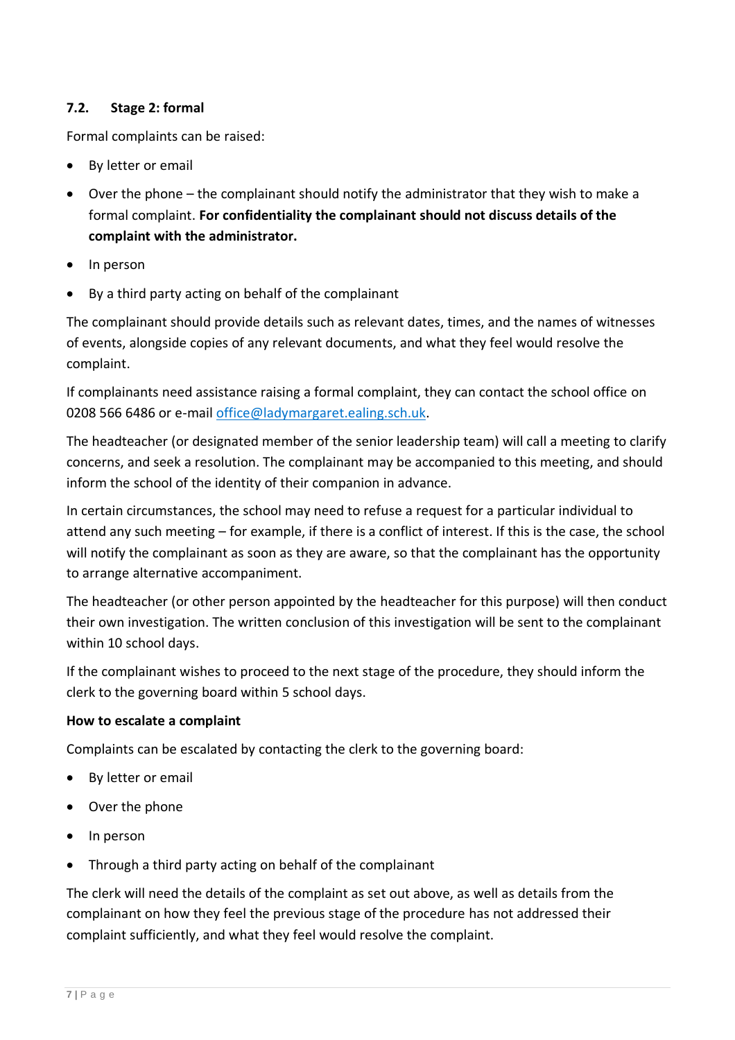### 7.2. Stage 2: formal

Formal complaints can be raised:

- By letter or email
- Over the phone – the complainant should notify the administrator that they wish to make a formal complaint. **For confidentiality the complainant should not discuss details of the complaint with the administrator.**
- In person
- By a third party acting on behalf of the complainant

The complainant should provide details such as relevant dates, times, and the names of witnesses of events, alongside copies of any relevant documents, and what they feel would resolve the complaint.

If complainants need assistance raising a formal complaint, they can contact the school office on 0208 566 6486 or e-mail [office@ladymargaret.ealing.sch.uk](mailto:office@ladymargaret.ealing.sch.uk).

The headteacher (or designated member of the senior leadership team) will call a meeting to clarify concerns, and seek a resolution. The complainant may be accompanied to this meeting, and should inform the school of the identity of their companion in advance.

In certain circumstances, the school may need to refuse a request for a particular individual to attend any such meeting – for example, if there is a conflict of interest. If this is the case, the school will notify the complainant as soon as they are aware, so that the complainant has the opportunity to arrange alternative accompaniment.

The headteacher (or other person appointed by the headteacher for this purpose) will then conduct their own investigation. The written conclusion of this investigation will be sent to the complainant within 10 school days.

If the complainant wishes to proceed to the next stage of the procedure, they should inform the clerk to the governing board within 5 school days.

**How to escalate a complaint**

Complaints can be escalated by contacting the clerk to the governing board:

- By letter or email
- Over the phone
- In person
- Through a third party acting on behalf of the complainant

The clerk will need the details of the complaint as set out above, as well as details from the complainant on how they feel the previous stage of the procedure has not addressed their complaint sufficiently, and what they feel would resolve the complaint.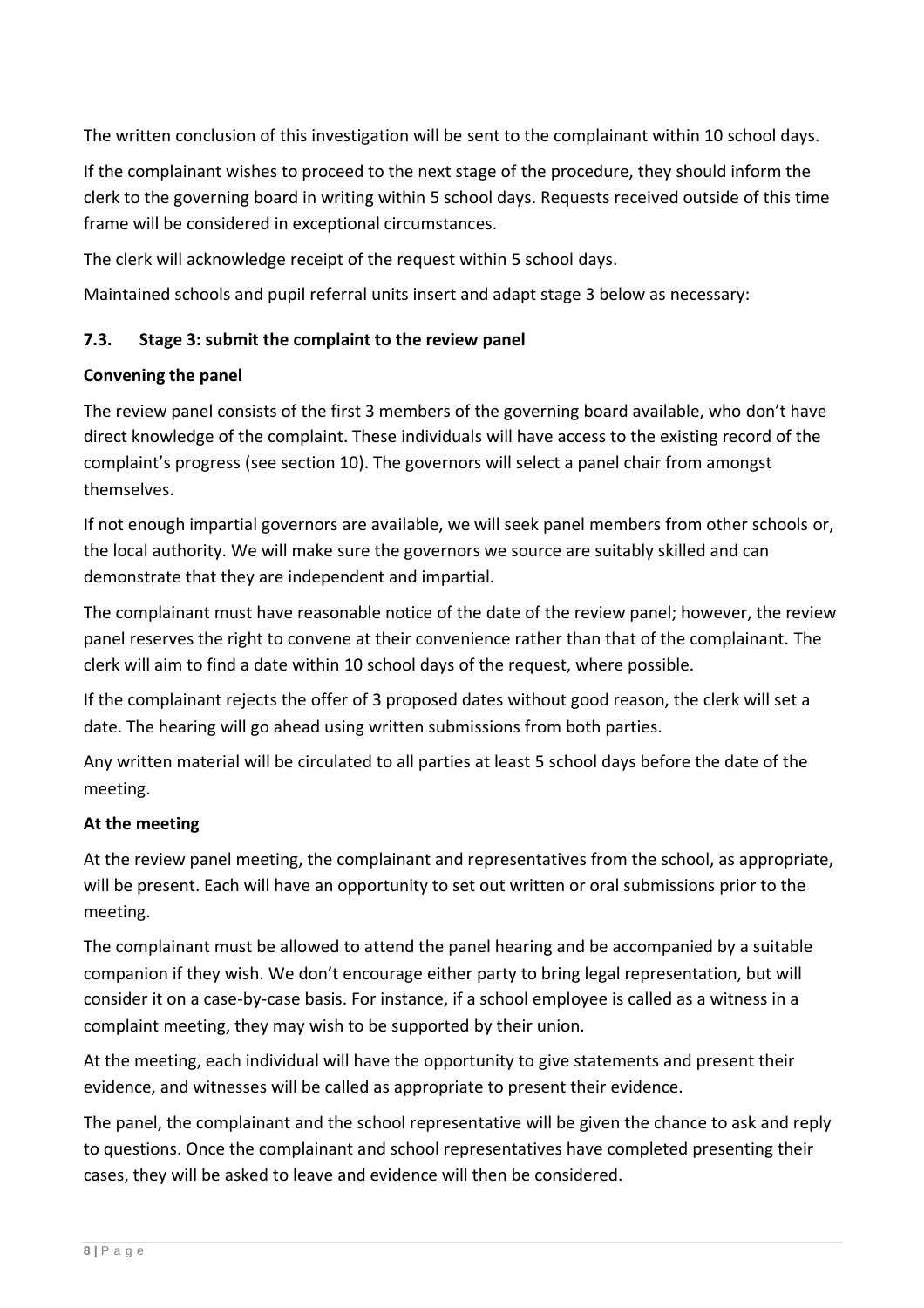The written conclusion of this investigation will be sent to the complainant within 10 school days.

If the complainant wishes to proceed to the next stage of the procedure, they should inform the clerk to the governing board in writing within 5 school days. Requests received outside of this time frame will be considered in exceptional circumstances.

The clerk will acknowledge receipt of the request within 5 school days.

Maintained schools and pupil referral units insert and adapt stage 3 below as necessary:

### 7.3. Stage 3: submit the complaint to the review panel

**Convening the panel**

The review panel consists of the first 3 members of the governing board available, who don't have direct knowledge of the complaint. These individuals will have access to the existing record of the complaint's progress (see section 10). The governors will select a panel chair from amongst themselves.

If not enough impartial governors are available, we will seek panel members from other schools or, the local authority. We will make sure the governors we source are suitably skilled and can demonstrate that they are independent and impartial.

The complainant must have reasonable notice of the date of the review panel; however, the review panel reserves the right to convene at their convenience rather than that of the complainant. The clerk will aim to find a date within 10 school days of the request, where possible.

If the complainant rejects the offer of 3 proposed dates without good reason, the clerk will set a date. The hearing will go ahead using written submissions from both parties.

Any written material will be circulated to all parties at least 5 school days before the date of the meeting.

**At the meeting**

At the review panel meeting, the complainant and representatives from the school, as appropriate, will be present. Each will have an opportunity to set out written or oral submissions prior to the meeting.

The complainant must be allowed to attend the panel hearing and be accompanied by a suitable companion if they wish. We don't encourage either party to bring legal representation, but will consider it on a case-by-case basis. For instance, if a school employee is called as a witness in a complaint meeting, they may wish to be supported by their union.

At the meeting, each individual will have the opportunity to give statements and present their evidence, and witnesses will be called as appropriate to present their evidence.

The panel, the complainant and the school representative will be given the chance to ask and reply to questions. Once the complainant and school representatives have completed presenting their cases, they will be asked to leave and evidence will then be considered.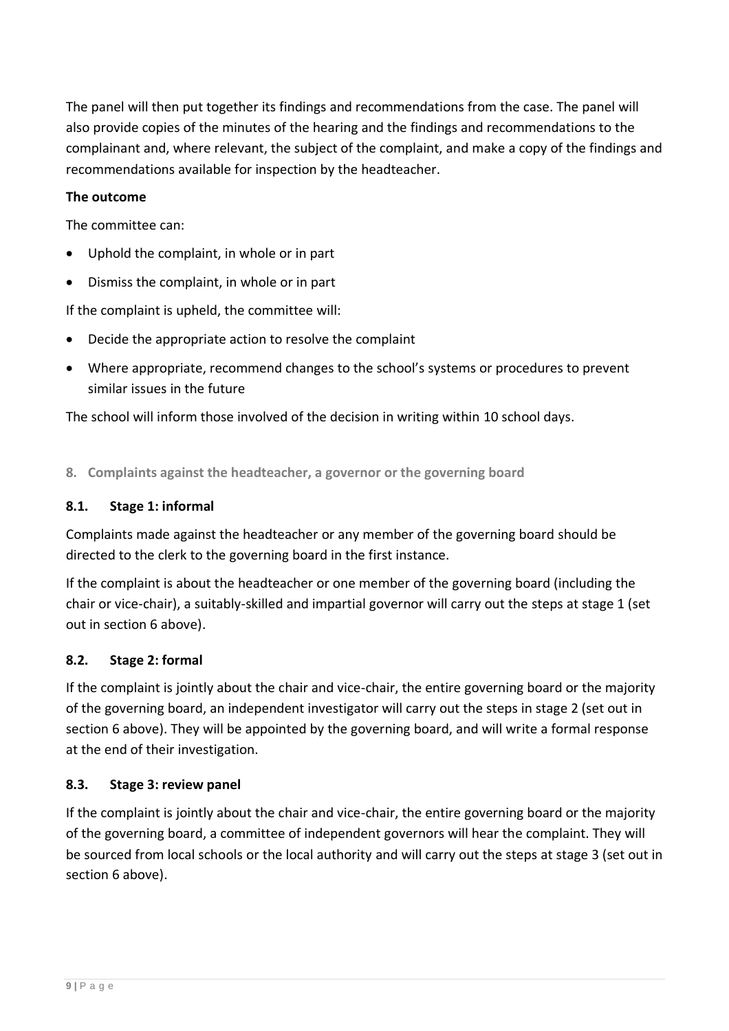The panel will then put together its findings and recommendations from the case. The panel will also provide copies of the minutes of the hearing and the findings and recommendations to the complainant and, where relevant, the subject of the complaint, and make a copy of the findings and recommendations available for inspection by the headteacher.

**The outcome**

The committee can:

- Uphold the complaint, in whole or in part
- Dismiss the complaint, in whole or in part

If the complaint is upheld, the committee will:

- Decide the appropriate action to resolve the complaint
- Where appropriate, recommend changes to the school's systems or procedures to prevent similar issues in the future

The school will inform those involved of the decision in writing within 10 school days.

## 8. Complaints against the headteacher, a governor or the governing board

### 8.1. Stage 1: informal

Complaints made against the headteacher or any member of the governing board should be directed to the clerk to the governing board in the first instance.

If the complaint is about the headteacher or one member of the governing board (including the chair or vice-chair), a suitably-skilled and impartial governor will carry out the steps at stage 1 (set out in section 6 above).

### 8.2. Stage 2: formal

If the complaint is jointly about the chair and vice-chair, the entire governing board or the majority of the governing board, an independent investigator will carry out the steps in stage 2 (set out in section 6 above). They will be appointed by the governing board, and will write a formal response at the end of their investigation.

### 8.3. Stage 3: review panel

If the complaint is jointly about the chair and vice-chair, the entire governing board or the majority of the governing board, a committee of independent governors will hear the complaint. They will be sourced from local schools or the local authority and will carry out the steps at stage 3 (set out in section 6 above).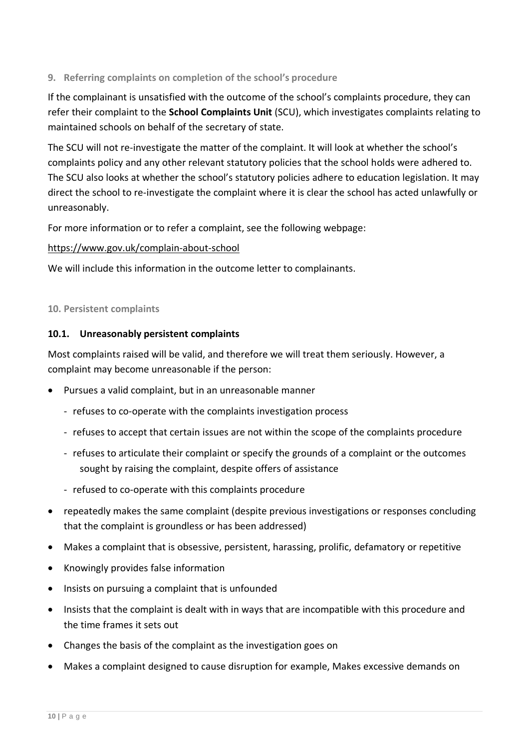## 9. Referring complaints on completion of the school's procedure

If the complainant is unsatisfied with the outcome of the school's complaints procedure, they can refer their complaint to the **School Complaints Unit** (SCU), which investigates complaints relating to maintained schools on behalf of the secretary of state.

The SCU will not re-investigate the matter of the complaint. It will look at whether the school's complaints policy and any other relevant statutory policies that the school holds were adhered to. The SCU also looks at whether the school's statutory policies adhere to education legislation. It may direct the school to re-investigate the complaint where it is clear the school has acted unlawfully or unreasonably.

For more information or to refer a complaint, see the following webpage:

https://www.gov.uk/complain-about-school

We will include this information in the outcome letter to complainants.

## 10. Persistent complaints

### 10.1. Unreasonably persistent complaints

Most complaints raised will be valid, and therefore we will treat them seriously. However, a complaint may become unreasonable if the person:

- Pursues a valid complaint, but in an unreasonable manner
  - refuses to co-operate with the complaints investigation process
  - refuses to accept that certain issues are not within the scope of the complaints procedure
  - refuses to articulate their complaint or specify the grounds of a complaint or the outcomes sought by raising the complaint, despite offers of assistance
  - refused to co-operate with this complaints procedure
- repeatedly makes the same complaint (despite previous investigations or responses concluding that the complaint is groundless or has been addressed)
- Makes a complaint that is obsessive, persistent, harassing, prolific, defamatory or repetitive
- Knowingly provides false information
- Insists on pursuing a complaint that is unfounded
- Insists that the complaint is dealt with in ways that are incompatible with this procedure and the time frames it sets out
- Changes the basis of the complaint as the investigation goes on
- Makes a complaint designed to cause disruption for example, Makes excessive demands on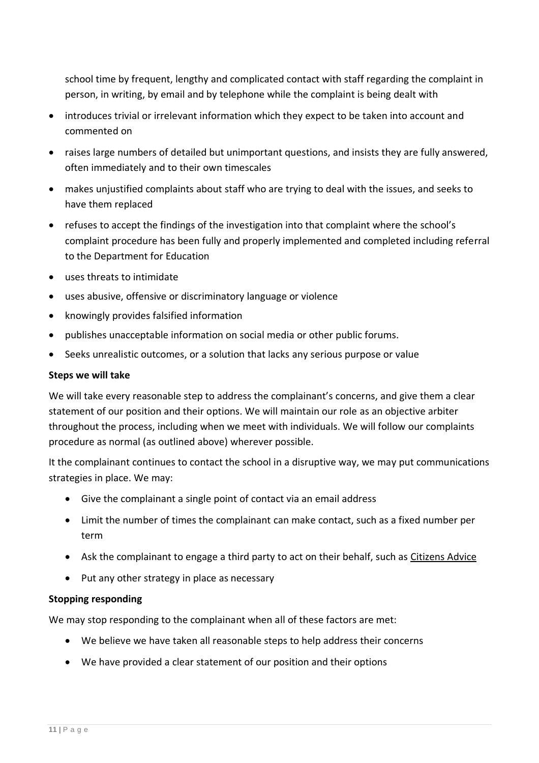school time by frequent, lengthy and complicated contact with staff regarding the complaint in person, in writing, by email and by telephone while the complaint is being dealt with

- introduces trivial or irrelevant information which they expect to be taken into account and commented on
- raises large numbers of detailed but unimportant questions, and insists they are fully answered, often immediately and to their own timescales
- makes unjustified complaints about staff who are trying to deal with the issues, and seeks to have them replaced
- refuses to accept the findings of the investigation into that complaint where the school's complaint procedure has been fully and properly implemented and completed including referral to the Department for Education
- uses threats to intimidate
- uses abusive, offensive or discriminatory language or violence
- knowingly provides falsified information
- publishes unacceptable information on social media or other public forums.
- Seeks unrealistic outcomes, or a solution that lacks any serious purpose or value

**Steps we will take**

We will take every reasonable step to address the complainant's concerns, and give them a clear statement of our position and their options. We will maintain our role as an objective arbiter throughout the process, including when we meet with individuals. We will follow our complaints procedure as normal (as outlined above) wherever possible.

It the complainant continues to contact the school in a disruptive way, we may put communications strategies in place. We may:

- Give the complainant a single point of contact via an email address
- Limit the number of times the complainant can make contact, such as a fixed number per term
- Ask the complainant to engage a third party to act on their behalf, such as Citizens Advice
- Put any other strategy in place as necessary

**Stopping responding**

We may stop responding to the complainant when all of these factors are met:

- We believe we have taken all reasonable steps to help address their concerns
- We have provided a clear statement of our position and their options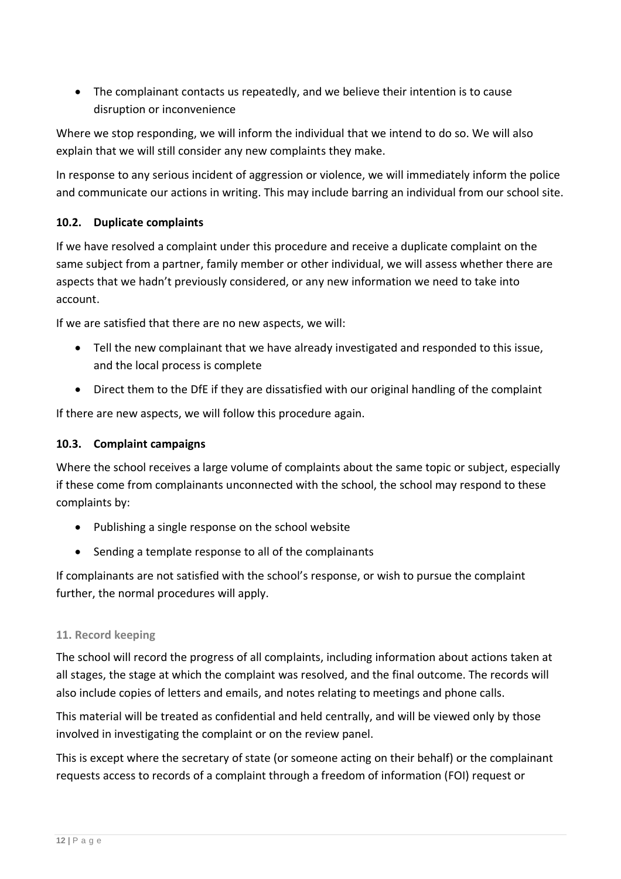- The complainant contacts us repeatedly, and we believe their intention is to cause disruption or inconvenience

Where we stop responding, we will inform the individual that we intend to do so. We will also explain that we will still consider any new complaints they make.

In response to any serious incident of aggression or violence, we will immediately inform the police and communicate our actions in writing. This may include barring an individual from our school site.

### 10.2. Duplicate complaints

If we have resolved a complaint under this procedure and receive a duplicate complaint on the same subject from a partner, family member or other individual, we will assess whether there are aspects that we hadn't previously considered, or any new information we need to take into account.

If we are satisfied that there are no new aspects, we will:

- Tell the new complainant that we have already investigated and responded to this issue, and the local process is complete
- Direct them to the DfE if they are dissatisfied with our original handling of the complaint

If there are new aspects, we will follow this procedure again.

### 10.3. Complaint campaigns

Where the school receives a large volume of complaints about the same topic or subject, especially if these come from complainants unconnected with the school, the school may respond to these complaints by:

- Publishing a single response on the school website
- Sending a template response to all of the complainants

If complainants are not satisfied with the school's response, or wish to pursue the complaint further, the normal procedures will apply.

## 11. Record keeping

The school will record the progress of all complaints, including information about actions taken at all stages, the stage at which the complaint was resolved, and the final outcome. The records will also include copies of letters and emails, and notes relating to meetings and phone calls.

This material will be treated as confidential and held centrally, and will be viewed only by those involved in investigating the complaint or on the review panel.

This is except where the secretary of state (or someone acting on their behalf) or the complainant requests access to records of a complaint through a freedom of information (FOI) request or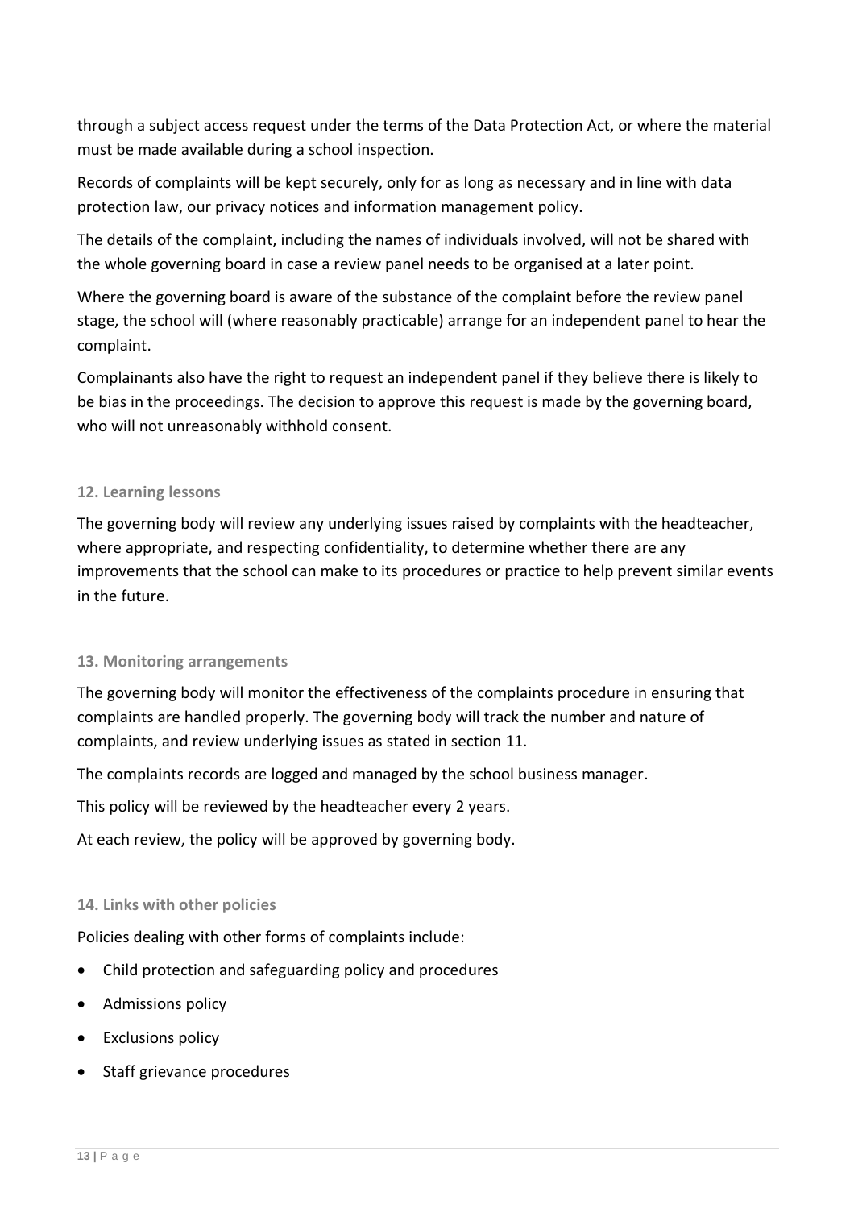through a subject access request under the terms of the Data Protection Act, or where the material must be made available during a school inspection.

Records of complaints will be kept securely, only for as long as necessary and in line with data protection law, our privacy notices and information management policy.

The details of the complaint, including the names of individuals involved, will not be shared with the whole governing board in case a review panel needs to be organised at a later point.

Where the governing board is aware of the substance of the complaint before the review panel stage, the school will (where reasonably practicable) arrange for an independent panel to hear the complaint.

Complainants also have the right to request an independent panel if they believe there is likely to be bias in the proceedings. The decision to approve this request is made by the governing board, who will not unreasonably withhold consent.

### 12. Learning lessons

The governing body will review any underlying issues raised by complaints with the headteacher, where appropriate, and respecting confidentiality, to determine whether there are any improvements that the school can make to its procedures or practice to help prevent similar events in the future.

### 13. Monitoring arrangements

The governing body will monitor the effectiveness of the complaints procedure in ensuring that complaints are handled properly. The governing body will track the number and nature of complaints, and review underlying issues as stated in section 11.

The complaints records are logged and managed by the school business manager.

This policy will be reviewed by the headteacher every 2 years.

At each review, the policy will be approved by governing body.

### 14. Links with other policies

Policies dealing with other forms of complaints include:

- Child protection and safeguarding policy and procedures
- Admissions policy
- Exclusions policy
- Staff grievance procedures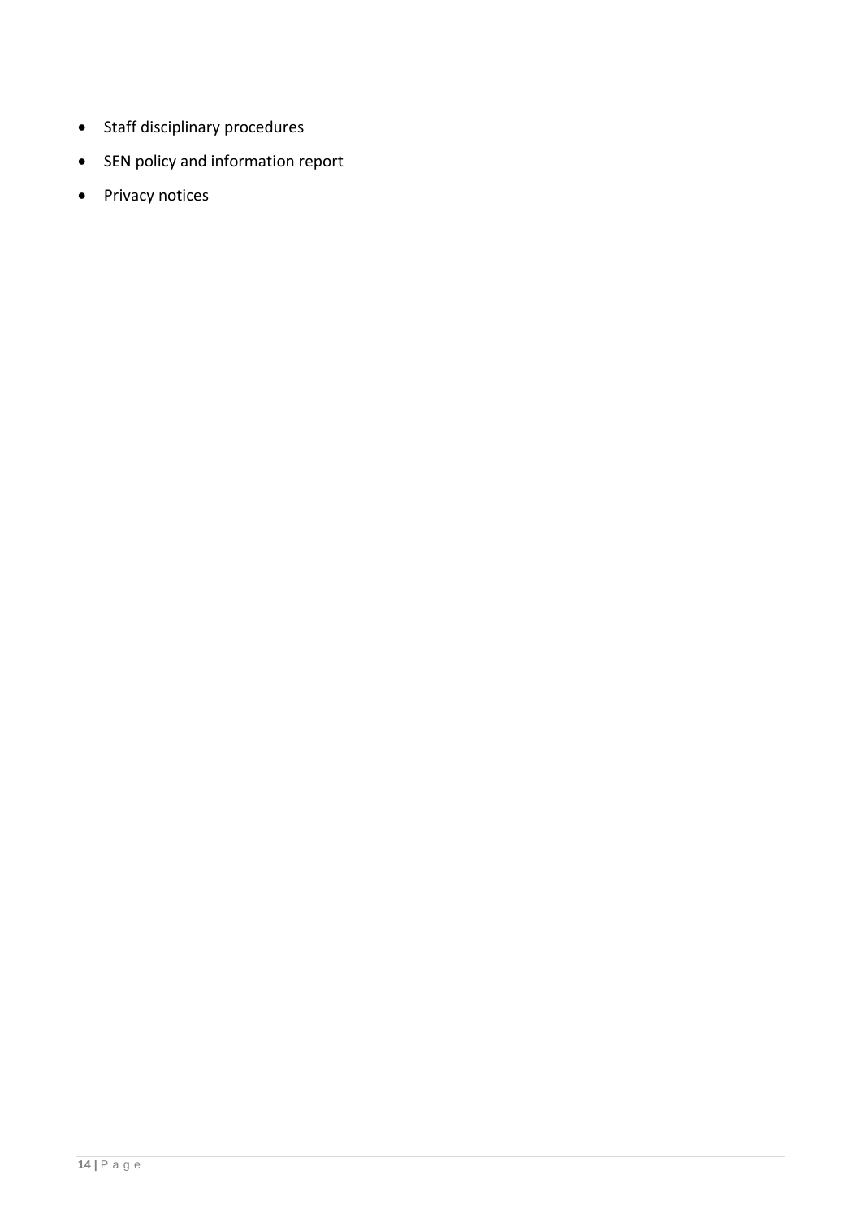- Staff disciplinary procedures
- SEN policy and information report
- Privacy notices